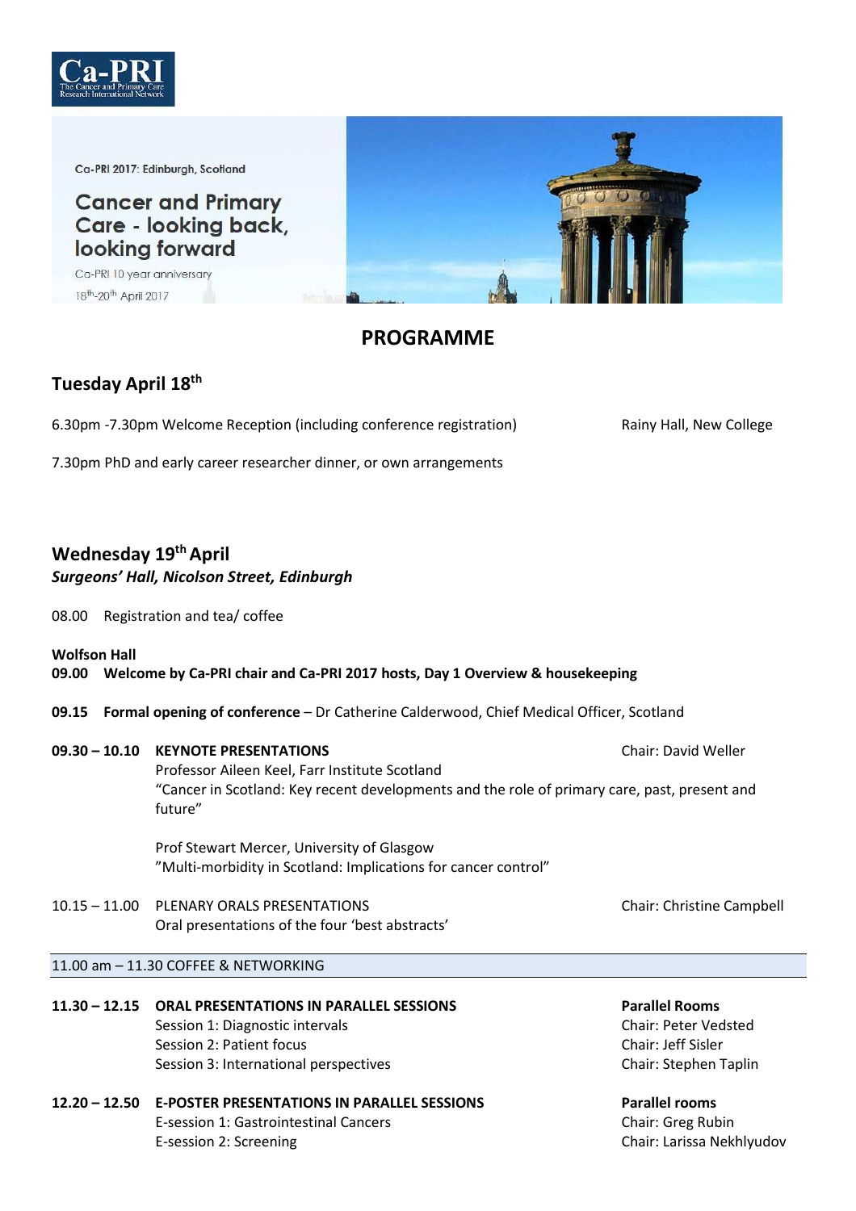Ca-PRI
The Cancer and Primary Care Research International Network

Ca-PRI 2017: Edinburgh, Scotland

# Cancer and Primary Care - looking back, looking forward

Ca-PRI 10 year anniversary

18th-20th April 2017

## PROGRAMME

### Tuesday April 18th

6.30pm -7.30pm Welcome Reception (including conference registration) — Rainy Hall, New College

7.30pm PhD and early career researcher dinner, or own arrangements

### Wednesday 19th April

***Surgeons' Hall, Nicolson Street, Edinburgh***

08.00 Registration and tea/ coffee

**Wolfson Hall**

**09.00 Welcome by Ca-PRI chair and Ca-PRI 2017 hosts, Day 1 Overview & housekeeping**

**09.15 Formal opening of conference** – Dr Catherine Calderwood, Chief Medical Officer, Scotland

**09.30 – 10.10 KEYNOTE PRESENTATIONS** — Chair: David Weller

Professor Aileen Keel, Farr Institute Scotland
"Cancer in Scotland: Key recent developments and the role of primary care, past, present and future"

Prof Stewart Mercer, University of Glasgow
"Multi-morbidity in Scotland: Implications for cancer control"

10.15 – 11.00 PLENARY ORALS PRESENTATIONS — Chair: Christine Campbell

Oral presentations of the four 'best abstracts'

11.00 am – 11.30 COFFEE & NETWORKING

**11.30 – 12.15 ORAL PRESENTATIONS IN PARALLEL SESSIONS** — **Parallel Rooms**

- Session 1: Diagnostic intervals — Chair: Peter Vedsted
- Session 2: Patient focus — Chair: Jeff Sisler
- Session 3: International perspectives — Chair: Stephen Taplin

**12.20 – 12.50 E-POSTER PRESENTATIONS IN PARALLEL SESSIONS** — **Parallel rooms**

- E-session 1: Gastrointestinal Cancers — Chair: Greg Rubin
- E-session 2: Screening — Chair: Larissa Nekhlyudov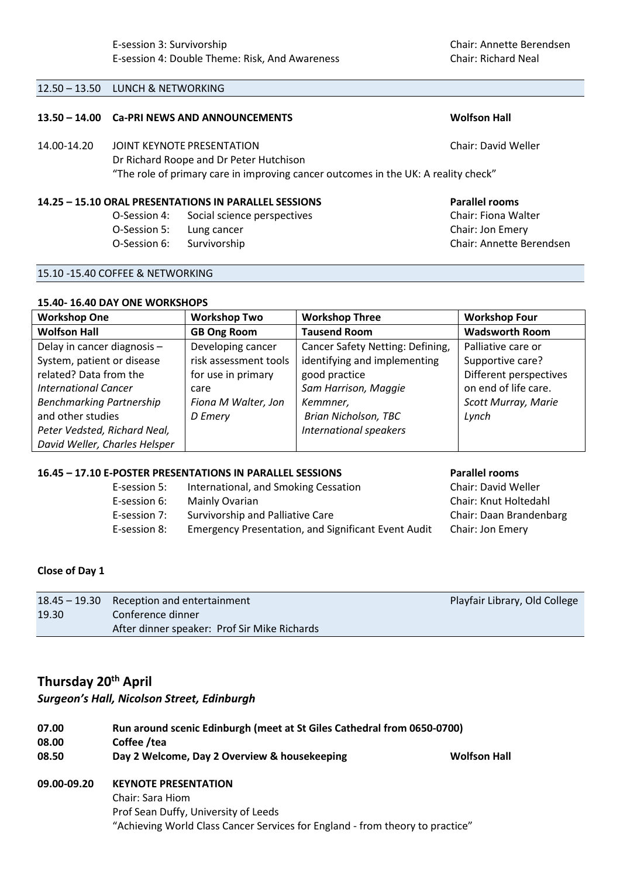E-session 3: Survivorship — Chair: Annette Berendsen
E-session 4: Double Theme: Risk, And Awareness — Chair: Richard Neal

12.50 – 13.50 LUNCH & NETWORKING

**13.50 – 14.00 Ca-PRI NEWS AND ANNOUNCEMENTS** — **Wolfson Hall**

14.00-14.20 JOINT KEYNOTE PRESENTATION — Chair: David Weller
Dr Richard Roope and Dr Peter Hutchison
"The role of primary care in improving cancer outcomes in the UK: A reality check"

**14.25 – 15.10 ORAL PRESENTATIONS IN PARALLEL SESSIONS** — **Parallel rooms**

| | | |
|---|---|---|
| O-Session 4: | Social science perspectives | Chair: Fiona Walter |
| O-Session 5: | Lung cancer | Chair: Jon Emery |
| O-Session 6: | Survivorship | Chair: Annette Berendsen |

15.10 -15.40 COFFEE & NETWORKING

**15.40- 16.40 DAY ONE WORKSHOPS**

| Workshop One | Workshop Two | Workshop Three | Workshop Four |
|---|---|---|---|
| **Wolfson Hall** | **GB Ong Room** | **Tausend Room** | **Wadsworth Room** |
| Delay in cancer diagnosis – System, patient or disease related? Data from the *International Cancer Benchmarking Partnership* and other studies *Peter Vedsted, Richard Neal, David Weller, Charles Helsper* | Developing cancer risk assessment tools for use in primary care *Fiona M Walter, Jon D Emery* | Cancer Safety Netting: Defining, identifying and implementing good practice *Sam Harrison, Maggie Kemmner, Brian Nicholson, TBC International speakers* | Palliative care or Supportive care? Different perspectives on end of life care. *Scott Murray, Marie Lynch* |

**16.45 – 17.10 E-POSTER PRESENTATIONS IN PARALLEL SESSIONS** — **Parallel rooms**

| | | |
|---|---|---|
| E-session 5: | International, and Smoking Cessation | Chair: David Weller |
| E-session 6: | Mainly Ovarian | Chair: Knut Holtedahl |
| E-session 7: | Survivorship and Palliative Care | Chair: Daan Brandenbarg |
| E-session 8: | Emergency Presentation, and Significant Event Audit | Chair: Jon Emery |

**Close of Day 1**

| | | |
|---|---|---|
| 18.45 – 19.30 | Reception and entertainment | Playfair Library, Old College |
| 19.30 | Conference dinner<br>After dinner speaker: Prof Sir Mike Richards | |

## Thursday 20th April

***Surgeon's Hall, Nicolson Street, Edinburgh***

**07.00** **Run around scenic Edinburgh (meet at St Giles Cathedral from 0650-0700)**
**08.00** **Coffee /tea**
**08.50** **Day 2 Welcome, Day 2 Overview & housekeeping** — **Wolfson Hall**

**09.00-09.20 KEYNOTE PRESENTATION**
Chair: Sara Hiom
Prof Sean Duffy, University of Leeds
"Achieving World Class Cancer Services for England - from theory to practice"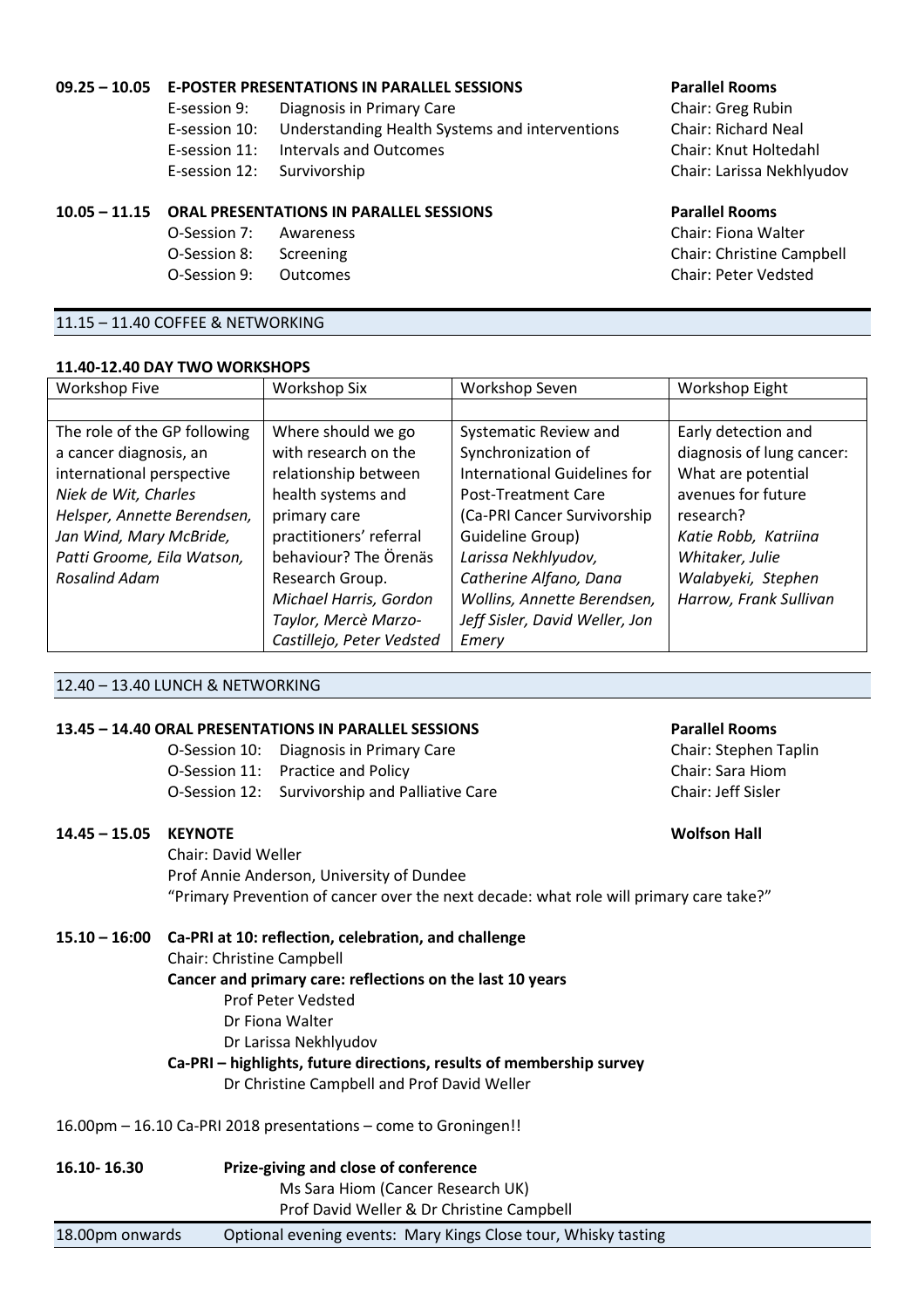**09.25 – 10.05 E-POSTER PRESENTATIONS IN PARALLEL SESSIONS** **Parallel Rooms**

- E-session 9: Diagnosis in Primary Care — Chair: Greg Rubin
- E-session 10: Understanding Health Systems and interventions — Chair: Richard Neal
- E-session 11: Intervals and Outcomes — Chair: Knut Holtedahl
- E-session 12: Survivorship — Chair: Larissa Nekhlyudov

**10.05 – 11.15 ORAL PRESENTATIONS IN PARALLEL SESSIONS** **Parallel Rooms**

- O-Session 7: Awareness — Chair: Fiona Walter
- O-Session 8: Screening — Chair: Christine Campbell
- O-Session 9: Outcomes — Chair: Peter Vedsted

11.15 – 11.40 COFFEE & NETWORKING

**11.40-12.40 DAY TWO WORKSHOPS**

| Workshop Five | Workshop Six | Workshop Seven | Workshop Eight |
|---|---|---|---|
| | | | |
| The role of the GP following a cancer diagnosis, an international perspective *Niek de Wit, Charles Helsper, Annette Berendsen, Jan Wind, Mary McBride, Patti Groome, Eila Watson, Rosalind Adam* | Where should we go with research on the relationship between health systems and primary care practitioners' referral behaviour? The Örenäs Research Group. *Michael Harris, Gordon Taylor, Mercè Marzo-Castillejo, Peter Vedsted* | Systematic Review and Synchronization of International Guidelines for Post-Treatment Care (Ca-PRI Cancer Survivorship Guideline Group) *Larissa Nekhlyudov, Catherine Alfano, Dana Wollins, Annette Berendsen, Jeff Sisler, David Weller, Jon Emery* | Early detection and diagnosis of lung cancer: What are potential avenues for future research? *Katie Robb, Katriina Whitaker, Julie Walabyeki, Stephen Harrow, Frank Sullivan* |

12.40 – 13.40 LUNCH & NETWORKING

**13.45 – 14.40 ORAL PRESENTATIONS IN PARALLEL SESSIONS** **Parallel Rooms**

- O-Session 10: Diagnosis in Primary Care — Chair: Stephen Taplin
- O-Session 11: Practice and Policy — Chair: Sara Hiom
- O-Session 12: Survivorship and Palliative Care — Chair: Jeff Sisler

**14.45 – 15.05 KEYNOTE** **Wolfson Hall**

Chair: David Weller
Prof Annie Anderson, University of Dundee
"Primary Prevention of cancer over the next decade: what role will primary care take?"

**15.10 – 16:00 Ca-PRI at 10: reflection, celebration, and challenge**

Chair: Christine Campbell

**Cancer and primary care: reflections on the last 10 years**

Prof Peter Vedsted
Dr Fiona Walter
Dr Larissa Nekhlyudov

**Ca-PRI – highlights, future directions, results of membership survey**

Dr Christine Campbell and Prof David Weller

16.00pm – 16.10 Ca-PRI 2018 presentations – come to Groningen!!

**16.10- 16.30 Prize-giving and close of conference**

Ms Sara Hiom (Cancer Research UK)
Prof David Weller & Dr Christine Campbell

18.00pm onwards Optional evening events: Mary Kings Close tour, Whisky tasting